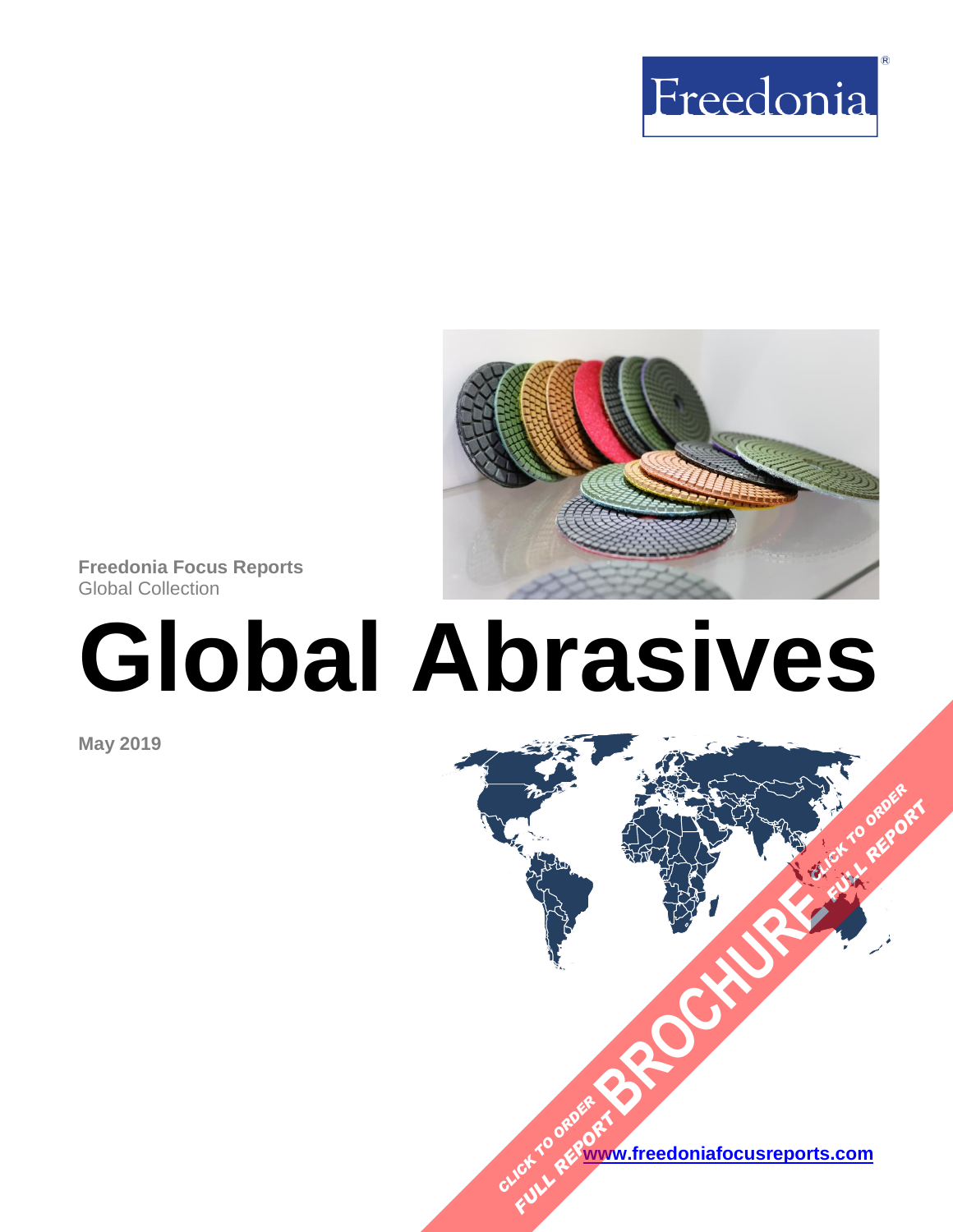Freedonia

**Freedonia Focus Reports**
Global Collection

# Global Abrasives

**May 2019**

CLICK TO ORDER FULL REPORT BROCHURE CLICK TO ORDER FULL REPORT

[www.freedoniafocusreports.com](www.freedoniafocusreports.com)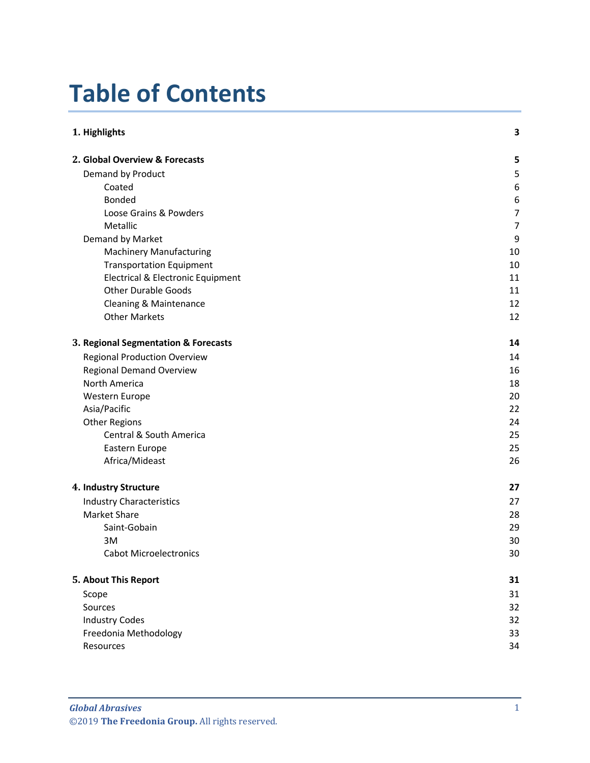# Table of Contents

| | |
|---|---|
| **1. Highlights** | **3** |
| **2. Global Overview & Forecasts** | **5** |
| Demand by Product | 5 |
| Coated | 6 |
| Bonded | 6 |
| Loose Grains & Powders | 7 |
| Metallic | 7 |
| Demand by Market | 9 |
| Machinery Manufacturing | 10 |
| Transportation Equipment | 10 |
| Electrical & Electronic Equipment | 11 |
| Other Durable Goods | 11 |
| Cleaning & Maintenance | 12 |
| Other Markets | 12 |
| **3. Regional Segmentation & Forecasts** | **14** |
| Regional Production Overview | 14 |
| Regional Demand Overview | 16 |
| North America | 18 |
| Western Europe | 20 |
| Asia/Pacific | 22 |
| Other Regions | 24 |
| Central & South America | 25 |
| Eastern Europe | 25 |
| Africa/Mideast | 26 |
| **4. Industry Structure** | **27** |
| Industry Characteristics | 27 |
| Market Share | 28 |
| Saint-Gobain | 29 |
| 3M | 30 |
| Cabot Microelectronics | 30 |
| **5. About This Report** | **31** |
| Scope | 31 |
| Sources | 32 |
| Industry Codes | 32 |
| Freedonia Methodology | 33 |
| Resources | 34 |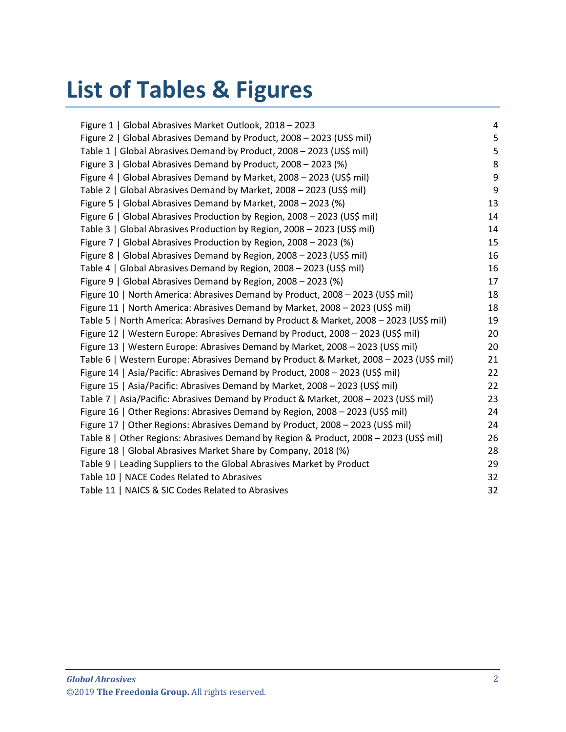# List of Tables & Figures

| | |
|---|---|
| Figure 1 \| Global Abrasives Market Outlook, 2018 – 2023 | 4 |
| Figure 2 \| Global Abrasives Demand by Product, 2008 – 2023 (US$ mil) | 5 |
| Table 1 \| Global Abrasives Demand by Product, 2008 – 2023 (US$ mil) | 5 |
| Figure 3 \| Global Abrasives Demand by Product, 2008 – 2023 (%) | 8 |
| Figure 4 \| Global Abrasives Demand by Market, 2008 – 2023 (US$ mil) | 9 |
| Table 2 \| Global Abrasives Demand by Market, 2008 – 2023 (US$ mil) | 9 |
| Figure 5 \| Global Abrasives Demand by Market, 2008 – 2023 (%) | 13 |
| Figure 6 \| Global Abrasives Production by Region, 2008 – 2023 (US$ mil) | 14 |
| Table 3 \| Global Abrasives Production by Region, 2008 – 2023 (US$ mil) | 14 |
| Figure 7 \| Global Abrasives Production by Region, 2008 – 2023 (%) | 15 |
| Figure 8 \| Global Abrasives Demand by Region, 2008 – 2023 (US$ mil) | 16 |
| Table 4 \| Global Abrasives Demand by Region, 2008 – 2023 (US$ mil) | 16 |
| Figure 9 \| Global Abrasives Demand by Region, 2008 – 2023 (%) | 17 |
| Figure 10 \| North America: Abrasives Demand by Product, 2008 – 2023 (US$ mil) | 18 |
| Figure 11 \| North America: Abrasives Demand by Market, 2008 – 2023 (US$ mil) | 18 |
| Table 5 \| North America: Abrasives Demand by Product & Market, 2008 – 2023 (US$ mil) | 19 |
| Figure 12 \| Western Europe: Abrasives Demand by Product, 2008 – 2023 (US$ mil) | 20 |
| Figure 13 \| Western Europe: Abrasives Demand by Market, 2008 – 2023 (US$ mil) | 20 |
| Table 6 \| Western Europe: Abrasives Demand by Product & Market, 2008 – 2023 (US$ mil) | 21 |
| Figure 14 \| Asia/Pacific: Abrasives Demand by Product, 2008 – 2023 (US$ mil) | 22 |
| Figure 15 \| Asia/Pacific: Abrasives Demand by Market, 2008 – 2023 (US$ mil) | 22 |
| Table 7 \| Asia/Pacific: Abrasives Demand by Product & Market, 2008 – 2023 (US$ mil) | 23 |
| Figure 16 \| Other Regions: Abrasives Demand by Region, 2008 – 2023 (US$ mil) | 24 |
| Figure 17 \| Other Regions: Abrasives Demand by Product, 2008 – 2023 (US$ mil) | 24 |
| Table 8 \| Other Regions: Abrasives Demand by Region & Product, 2008 – 2023 (US$ mil) | 26 |
| Figure 18 \| Global Abrasives Market Share by Company, 2018 (%) | 28 |
| Table 9 \| Leading Suppliers to the Global Abrasives Market by Product | 29 |
| Table 10 \| NACE Codes Related to Abrasives | 32 |
| Table 11 \| NAICS & SIC Codes Related to Abrasives | 32 |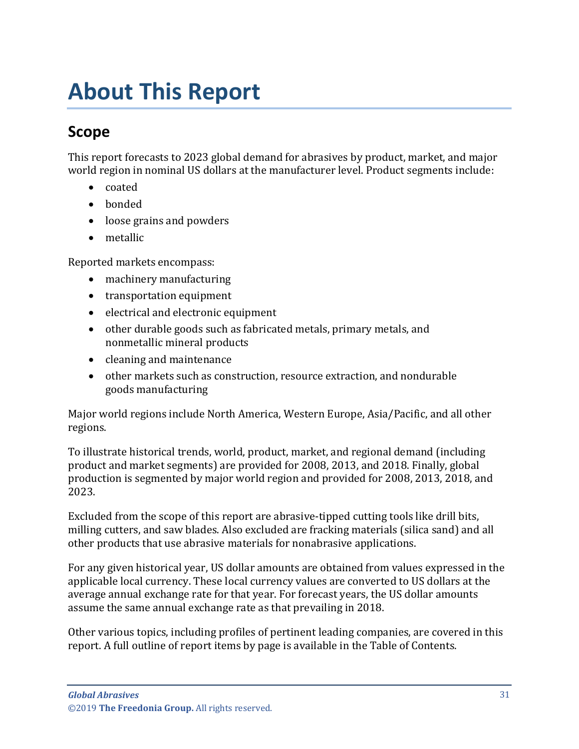# About This Report

## Scope

This report forecasts to 2023 global demand for abrasives by product, market, and major world region in nominal US dollars at the manufacturer level. Product segments include:

- coated
- bonded
- loose grains and powders
- metallic

Reported markets encompass:

- machinery manufacturing
- transportation equipment
- electrical and electronic equipment
- other durable goods such as fabricated metals, primary metals, and nonmetallic mineral products
- cleaning and maintenance
- other markets such as construction, resource extraction, and nondurable goods manufacturing

Major world regions include North America, Western Europe, Asia/Pacific, and all other regions.

To illustrate historical trends, world, product, market, and regional demand (including product and market segments) are provided for 2008, 2013, and 2018. Finally, global production is segmented by major world region and provided for 2008, 2013, 2018, and 2023.

Excluded from the scope of this report are abrasive-tipped cutting tools like drill bits, milling cutters, and saw blades. Also excluded are fracking materials (silica sand) and all other products that use abrasive materials for nonabrasive applications.

For any given historical year, US dollar amounts are obtained from values expressed in the applicable local currency. These local currency values are converted to US dollars at the average annual exchange rate for that year. For forecast years, the US dollar amounts assume the same annual exchange rate as that prevailing in 2018.

Other various topics, including profiles of pertinent leading companies, are covered in this report. A full outline of report items by page is available in the Table of Contents.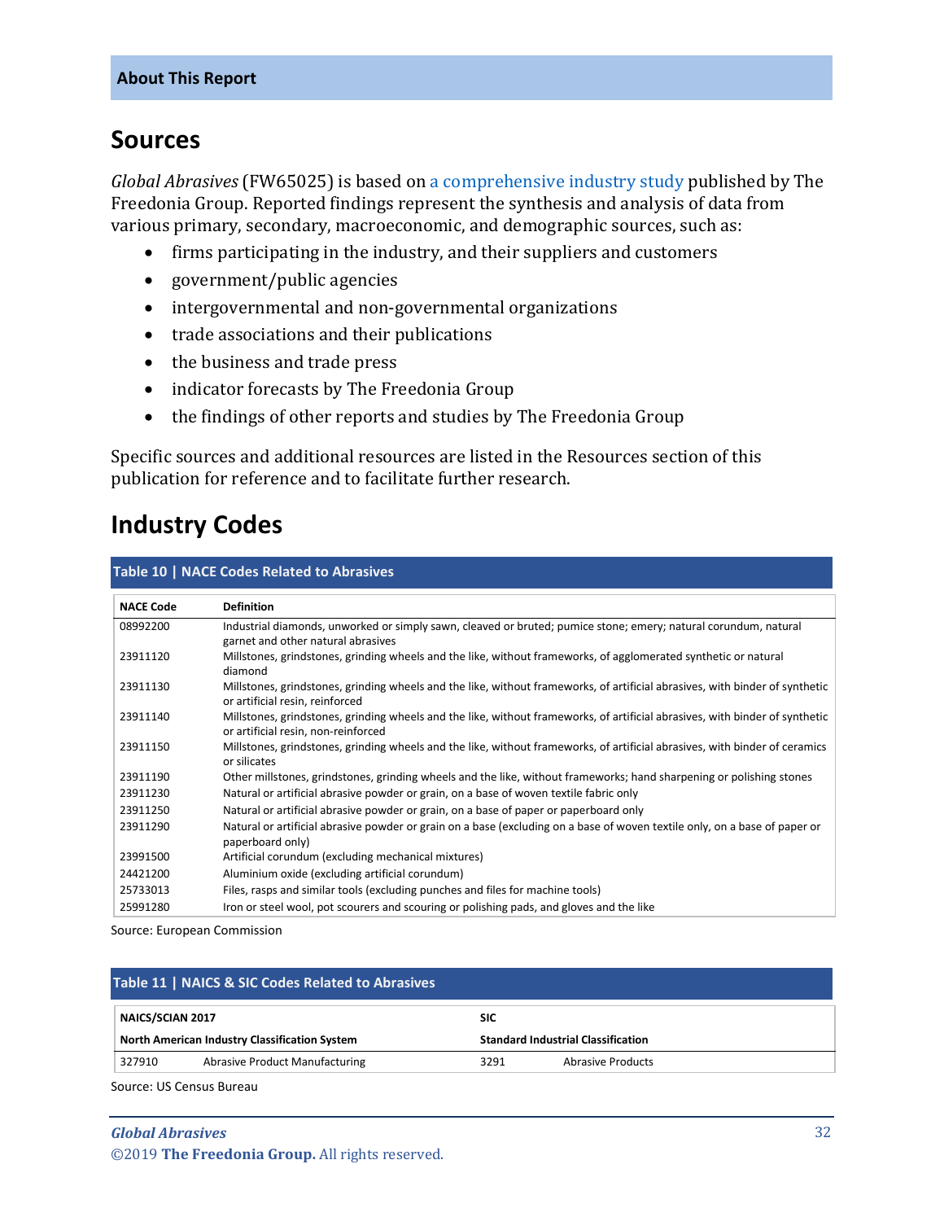## Sources

*Global Abrasives* (FW65025) is based on a comprehensive industry study published by The Freedonia Group. Reported findings represent the synthesis and analysis of data from various primary, secondary, macroeconomic, and demographic sources, such as:

- firms participating in the industry, and their suppliers and customers
- government/public agencies
- intergovernmental and non-governmental organizations
- trade associations and their publications
- the business and trade press
- indicator forecasts by The Freedonia Group
- the findings of other reports and studies by The Freedonia Group

Specific sources and additional resources are listed in the Resources section of this publication for reference and to facilitate further research.

## Industry Codes

**Table 10 | NACE Codes Related to Abrasives**

| NACE Code | Definition |
|---|---|
| 08992200 | Industrial diamonds, unworked or simply sawn, cleaved or bruted; pumice stone; emery; natural corundum, natural garnet and other natural abrasives |
| 23911120 | Millstones, grindstones, grinding wheels and the like, without frameworks, of agglomerated synthetic or natural diamond |
| 23911130 | Millstones, grindstones, grinding wheels and the like, without frameworks, of artificial abrasives, with binder of synthetic or artificial resin, reinforced |
| 23911140 | Millstones, grindstones, grinding wheels and the like, without frameworks, of artificial abrasives, with binder of synthetic or artificial resin, non-reinforced |
| 23911150 | Millstones, grindstones, grinding wheels and the like, without frameworks, of artificial abrasives, with binder of ceramics or silicates |
| 23911190 | Other millstones, grindstones, grinding wheels and the like, without frameworks; hand sharpening or polishing stones |
| 23911230 | Natural or artificial abrasive powder or grain, on a base of woven textile fabric only |
| 23911250 | Natural or artificial abrasive powder or grain, on a base of paper or paperboard only |
| 23911290 | Natural or artificial abrasive powder or grain on a base (excluding on a base of woven textile only, on a base of paper or paperboard only) |
| 23991500 | Artificial corundum (excluding mechanical mixtures) |
| 24421200 | Aluminium oxide (excluding artificial corundum) |
| 25733013 | Files, rasps and similar tools (excluding punches and files for machine tools) |
| 25991280 | Iron or steel wool, pot scourers and scouring or polishing pads, and gloves and the like |

Source: European Commission

**Table 11 | NAICS & SIC Codes Related to Abrasives**

| NAICS/SCIAN 2017 | | SIC | |
|---|---|---|---|
| North American Industry Classification System | | Standard Industrial Classification | |
| 327910 | Abrasive Product Manufacturing | 3291 | Abrasive Products |

Source: US Census Bureau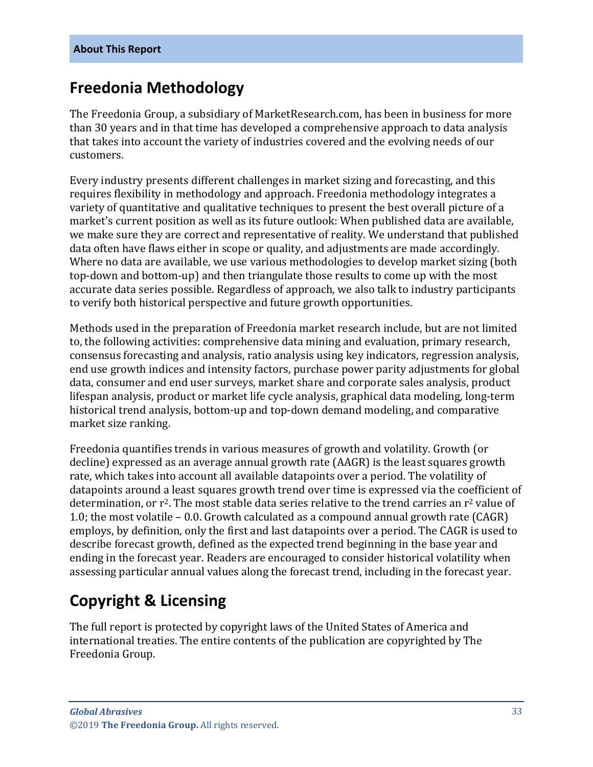About This Report

## Freedonia Methodology

The Freedonia Group, a subsidiary of MarketResearch.com, has been in business for more than 30 years and in that time has developed a comprehensive approach to data analysis that takes into account the variety of industries covered and the evolving needs of our customers.

Every industry presents different challenges in market sizing and forecasting, and this requires flexibility in methodology and approach. Freedonia methodology integrates a variety of quantitative and qualitative techniques to present the best overall picture of a market's current position as well as its future outlook: When published data are available, we make sure they are correct and representative of reality. We understand that published data often have flaws either in scope or quality, and adjustments are made accordingly. Where no data are available, we use various methodologies to develop market sizing (both top-down and bottom-up) and then triangulate those results to come up with the most accurate data series possible. Regardless of approach, we also talk to industry participants to verify both historical perspective and future growth opportunities.

Methods used in the preparation of Freedonia market research include, but are not limited to, the following activities: comprehensive data mining and evaluation, primary research, consensus forecasting and analysis, ratio analysis using key indicators, regression analysis, end use growth indices and intensity factors, purchase power parity adjustments for global data, consumer and end user surveys, market share and corporate sales analysis, product lifespan analysis, product or market life cycle analysis, graphical data modeling, long-term historical trend analysis, bottom-up and top-down demand modeling, and comparative market size ranking.

Freedonia quantifies trends in various measures of growth and volatility. Growth (or decline) expressed as an average annual growth rate (AAGR) is the least squares growth rate, which takes into account all available datapoints over a period. The volatility of datapoints around a least squares growth trend over time is expressed via the coefficient of determination, or $r^2$. The most stable data series relative to the trend carries an $r^2$ value of 1.0; the most volatile – 0.0. Growth calculated as a compound annual growth rate (CAGR) employs, by definition, only the first and last datapoints over a period. The CAGR is used to describe forecast growth, defined as the expected trend beginning in the base year and ending in the forecast year. Readers are encouraged to consider historical volatility when assessing particular annual values along the forecast trend, including in the forecast year.

## Copyright & Licensing

The full report is protected by copyright laws of the United States of America and international treaties. The entire contents of the publication are copyrighted by The Freedonia Group.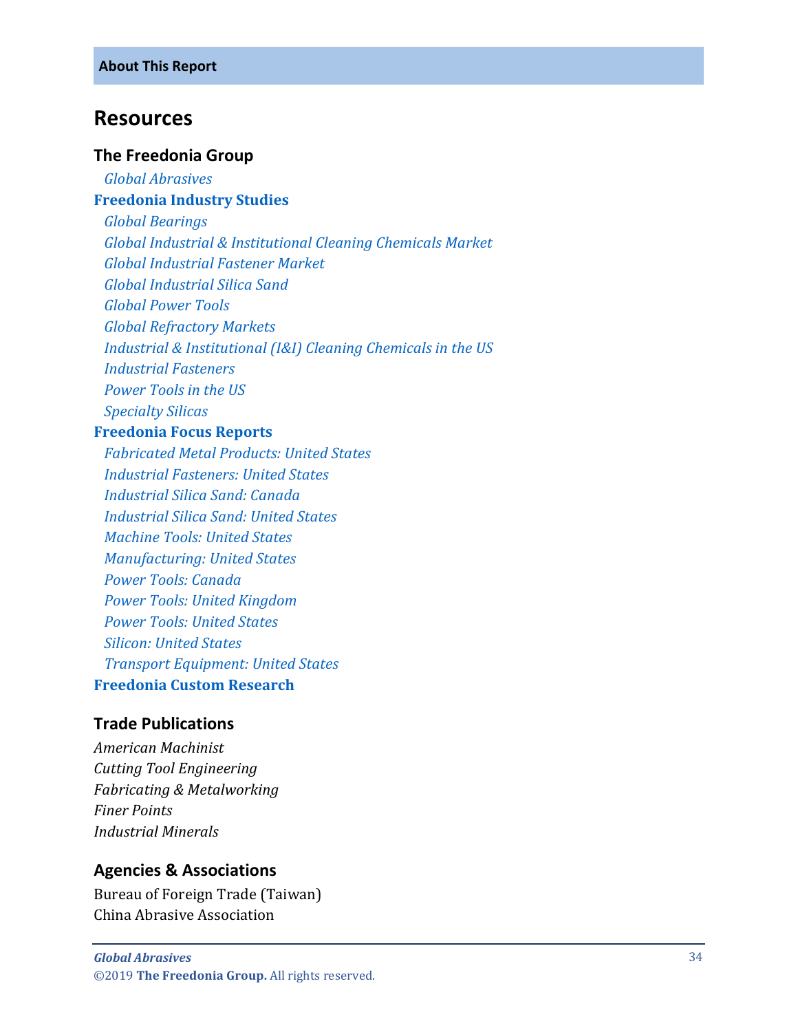**About This Report**

## Resources

### The Freedonia Group

*Global Abrasives*

**Freedonia Industry Studies**

*Global Bearings*
*Global Industrial & Institutional Cleaning Chemicals Market*
*Global Industrial Fastener Market*
*Global Industrial Silica Sand*
*Global Power Tools*
*Global Refractory Markets*
*Industrial & Institutional (I&I) Cleaning Chemicals in the US*
*Industrial Fasteners*
*Power Tools in the US*
*Specialty Silicas*

**Freedonia Focus Reports**

*Fabricated Metal Products: United States*
*Industrial Fasteners: United States*
*Industrial Silica Sand: Canada*
*Industrial Silica Sand: United States*
*Machine Tools: United States*
*Manufacturing: United States*
*Power Tools: Canada*
*Power Tools: United Kingdom*
*Power Tools: United States*
*Silicon: United States*
*Transport Equipment: United States*

**Freedonia Custom Research**

### Trade Publications

*American Machinist*
*Cutting Tool Engineering*
*Fabricating & Metalworking*
*Finer Points*
*Industrial Minerals*

### Agencies & Associations

Bureau of Foreign Trade (Taiwan)
China Abrasive Association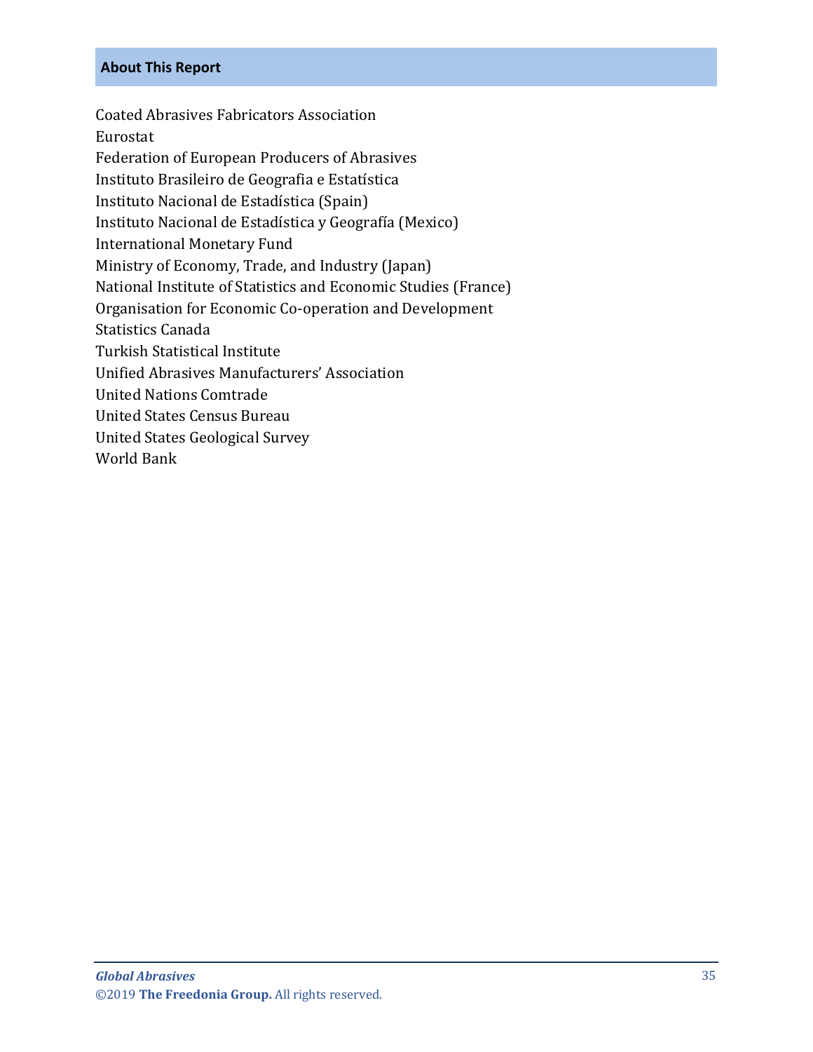## About This Report

Coated Abrasives Fabricators Association
Eurostat
Federation of European Producers of Abrasives
Instituto Brasileiro de Geografia e Estatística
Instituto Nacional de Estadística (Spain)
Instituto Nacional de Estadística y Geografía (Mexico)
International Monetary Fund
Ministry of Economy, Trade, and Industry (Japan)
National Institute of Statistics and Economic Studies (France)
Organisation for Economic Co-operation and Development
Statistics Canada
Turkish Statistical Institute
Unified Abrasives Manufacturers' Association
United Nations Comtrade
United States Census Bureau
United States Geological Survey
World Bank